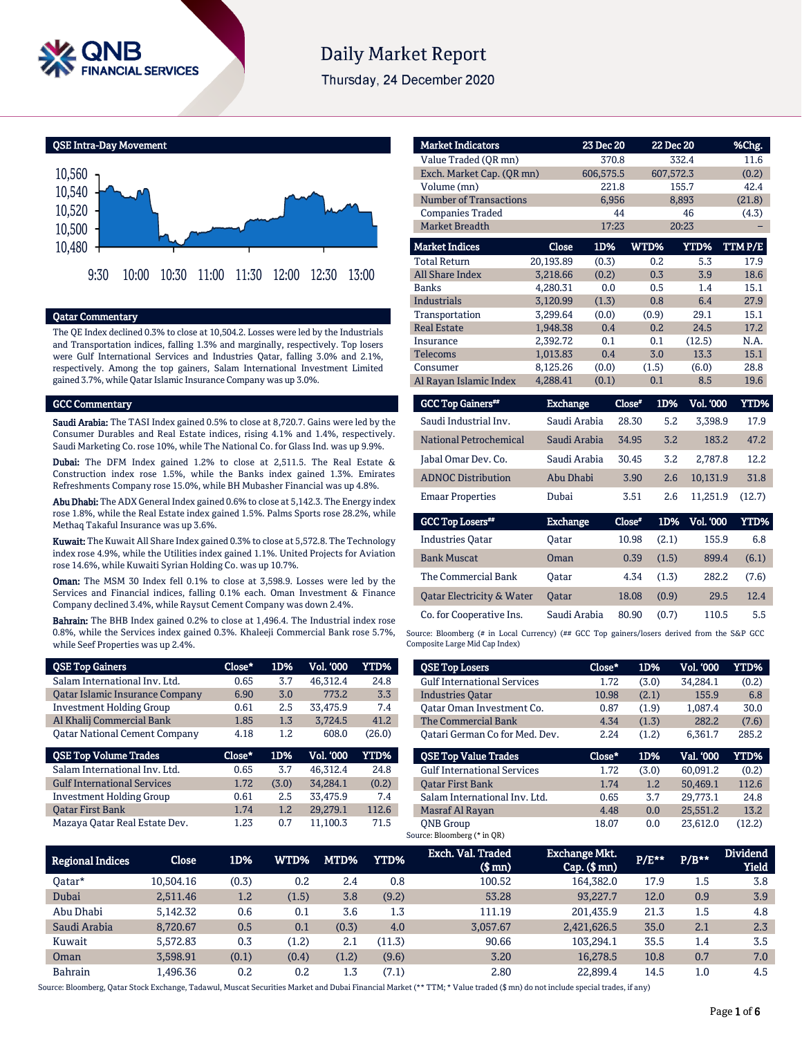# Daily Market Report

Thursday, 24 December 2020

## QSE Intra-Day Movement

## Qatar Commentary

The QE Index declined 0.3% to close at 10,504.2. Losses were led by the Industrials and Transportation indices, falling 1.3% and marginally, respectively. Top losers were Gulf International Services and Industries Qatar, falling 3.0% and 2.1%, respectively. Among the top gainers, Salam International Investment Limited gained 3.7%, while Qatar Islamic Insurance Company was up 3.0%.

## GCC Commentary

**Saudi Arabia:** The TASI Index gained 0.5% to close at 8,720.7. Gains were led by the Consumer Durables and Real Estate indices, rising 4.1% and 1.4%, respectively. Saudi Marketing Co. rose 10%, while The National Co. for Glass Ind. was up 9.9%.

**Dubai:** The DFM Index gained 1.2% to close at 2,511.5. The Real Estate & Construction index rose 1.5%, while the Banks index gained 1.3%. Emirates Refreshments Company rose 15.0%, while BH Mubasher Financial was up 4.8%.

**Abu Dhabi:** The ADX General Index gained 0.6% to close at 5,142.3. The Energy index rose 1.8%, while the Real Estate index gained 1.5%. Palms Sports rose 28.2%, while Methaq Takaful Insurance was up 3.6%.

**Kuwait:** The Kuwait All Share Index gained 0.3% to close at 5,572.8. The Technology index rose 4.9%, while the Utilities index gained 1.1%. United Projects for Aviation rose 14.6%, while Kuwaiti Syrian Holding Co. was up 10.7%.

**Oman:** The MSM 30 Index fell 0.1% to close at 3,598.9. Losses were led by the Services and Financial indices, falling 0.1% each. Oman Investment & Finance Company declined 3.4%, while Raysut Cement Company was down 2.4%.

**Bahrain:** The BHB Index gained 0.2% to close at 1,496.4. The Industrial index rose 0.8%, while the Services index gained 0.3%. Khaleeji Commercial Bank rose 5.7%, while Seef Properties was up 2.4%.

| Market Indicators | 23 Dec 20 | 22 Dec 20 | %Chg. |
|---|---|---|---|
| Value Traded (QR mn) | 370.8 | 332.4 | 11.6 |
| Exch. Market Cap. (QR mn) | 606,575.5 | 607,572.3 | (0.2) |
| Volume (mn) | 221.8 | 155.7 | 42.4 |
| Number of Transactions | 6,956 | 8,893 | (21.8) |
| Companies Traded | 44 | 46 | (4.3) |
| Market Breadth | 17:23 | 20:23 | – |

| Market Indices | Close | 1D% | WTD% | YTD% | TTM P/E |
|---|---|---|---|---|---|
| Total Return | 20,193.89 | (0.3) | 0.2 | 5.3 | 17.9 |
| All Share Index | 3,218.66 | (0.2) | 0.3 | 3.9 | 18.6 |
| Banks | 4,280.31 | 0.0 | 0.5 | 1.4 | 15.1 |
| Industrials | 3,120.99 | (1.3) | 0.8 | 6.4 | 27.9 |
| Transportation | 3,299.64 | (0.0) | (0.9) | 29.1 | 15.1 |
| Real Estate | 1,948.38 | 0.4 | 0.2 | 24.5 | 17.2 |
| Insurance | 2,392.72 | 0.1 | 0.1 | (12.5) | N.A. |
| Telecoms | 1,013.83 | 0.4 | 3.0 | 13.3 | 15.1 |
| Consumer | 8,125.26 | (0.0) | (1.5) | (6.0) | 28.8 |
| Al Rayan Islamic Index | 4,288.41 | (0.1) | 0.1 | 8.5 | 19.6 |

| GCC Top Gainers## | Exchange | Close# | 1D% | Vol. '000 | YTD% |
|---|---|---|---|---|---|
| Saudi Industrial Inv. | Saudi Arabia | 28.30 | 5.2 | 3,398.9 | 17.9 |
| National Petrochemical | Saudi Arabia | 34.95 | 3.2 | 183.2 | 47.2 |
| Jabal Omar Dev. Co. | Saudi Arabia | 30.45 | 3.2 | 2,787.8 | 12.2 |
| ADNOC Distribution | Abu Dhabi | 3.90 | 2.6 | 10,131.9 | 31.8 |
| Emaar Properties | Dubai | 3.51 | 2.6 | 11,251.9 | (12.7) |

| GCC Top Losers## | Exchange | Close# | 1D% | Vol. '000 | YTD% |
|---|---|---|---|---|---|
| Industries Qatar | Qatar | 10.98 | (2.1) | 155.9 | 6.8 |
| Bank Muscat | Oman | 0.39 | (1.5) | 899.4 | (6.1) |
| The Commercial Bank | Qatar | 4.34 | (1.3) | 282.2 | (7.6) |
| Qatar Electricity & Water | Qatar | 18.08 | (0.9) | 29.5 | 12.4 |
| Co. for Cooperative Ins. | Saudi Arabia | 80.90 | (0.7) | 110.5 | 5.5 |

Source: Bloomberg (# in Local Currency) (## GCC Top gainers/losers derived from the S&P GCC Composite Large Mid Cap Index)

| QSE Top Gainers | Close* | 1D% | Vol. '000 | YTD% |
|---|---|---|---|---|
| Salam International Inv. Ltd. | 0.65 | 3.7 | 46,312.4 | 24.8 |
| Qatar Islamic Insurance Company | 6.90 | 3.0 | 773.2 | 3.3 |
| Investment Holding Group | 0.61 | 2.5 | 33,475.9 | 7.4 |
| Al Khalij Commercial Bank | 1.85 | 1.3 | 3,724.5 | 41.2 |
| Qatar National Cement Company | 4.18 | 1.2 | 608.0 | (26.0) |

| QSE Top Volume Trades | Close* | 1D% | Vol. '000 | YTD% |
|---|---|---|---|---|
| Salam International Inv. Ltd. | 0.65 | 3.7 | 46,312.4 | 24.8 |
| Gulf International Services | 1.72 | (3.0) | 34,284.1 | (0.2) |
| Investment Holding Group | 0.61 | 2.5 | 33,475.9 | 7.4 |
| Qatar First Bank | 1.74 | 1.2 | 29,279.1 | 112.6 |
| Mazaya Qatar Real Estate Dev. | 1.23 | 0.7 | 11,100.3 | 71.5 |

| QSE Top Losers | Close* | 1D% | Vol. '000 | YTD% |
|---|---|---|---|---|
| Gulf International Services | 1.72 | (3.0) | 34,284.1 | (0.2) |
| Industries Qatar | 10.98 | (2.1) | 155.9 | 6.8 |
| Qatar Oman Investment Co. | 0.87 | (1.9) | 1,087.4 | 30.0 |
| The Commercial Bank | 4.34 | (1.3) | 282.2 | (7.6) |
| Qatari German Co for Med. Dev. | 2.24 | (1.2) | 6,361.7 | 285.2 |

| QSE Top Value Trades | Close* | 1D% | Val. '000 | YTD% |
|---|---|---|---|---|
| Gulf International Services | 1.72 | (3.0) | 60,091.2 | (0.2) |
| Qatar First Bank | 1.74 | 1.2 | 50,469.1 | 112.6 |
| Salam International Inv. Ltd. | 0.65 | 3.7 | 29,773.1 | 24.8 |
| Masraf Al Rayan | 4.48 | 0.0 | 25,551.2 | 13.2 |
| QNB Group | 18.07 | 0.0 | 23,612.0 | (12.2) |

Source: Bloomberg (* in QR)

| Regional Indices | Close | 1D% | WTD% | MTD% | YTD% | Exch. Val. Traded ($ mn) | Exchange Mkt. Cap. ($ mn) | P/E** | P/B** | Dividend Yield |
|---|---|---|---|---|---|---|---|---|---|---|
| Qatar* | 10,504.16 | (0.3) | 0.2 | 2.4 | 0.8 | 100.52 | 164,382.0 | 17.9 | 1.5 | 3.8 |
| Dubai | 2,511.46 | 1.2 | (1.5) | 3.8 | (9.2) | 53.28 | 93,227.7 | 12.0 | 0.9 | 3.9 |
| Abu Dhabi | 5,142.32 | 0.6 | 0.1 | 3.6 | 1.3 | 111.19 | 201,435.9 | 21.3 | 1.5 | 4.8 |
| Saudi Arabia | 8,720.67 | 0.5 | 0.1 | (0.3) | 4.0 | 3,057.67 | 2,421,626.5 | 35.0 | 2.1 | 2.3 |
| Kuwait | 5,572.83 | 0.3 | (1.2) | 2.1 | (11.3) | 90.66 | 103,294.1 | 35.5 | 1.4 | 3.5 |
| Oman | 3,598.91 | (0.1) | (0.4) | (1.2) | (9.6) | 3.20 | 16,278.5 | 10.8 | 0.7 | 7.0 |
| Bahrain | 1,496.36 | 0.2 | 0.2 | 1.3 | (7.1) | 2.80 | 22,899.4 | 14.5 | 1.0 | 4.5 |

Source: Bloomberg, Qatar Stock Exchange, Tadawul, Muscat Securities Market and Dubai Financial Market (** TTM; * Value traded ($ mn) do not include special trades, if any)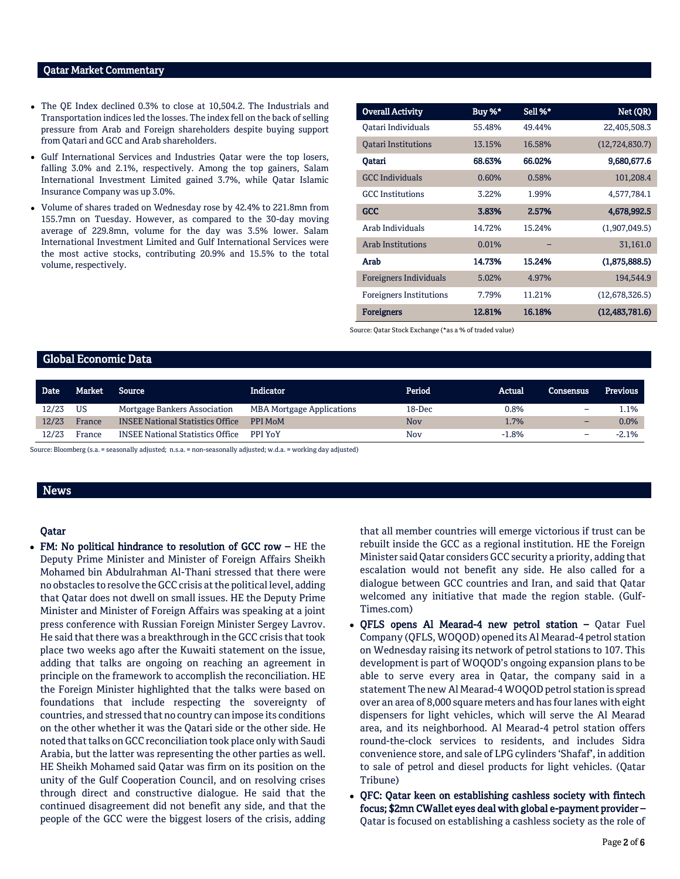## Qatar Market Commentary

- The QE Index declined 0.3% to close at 10,504.2. The Industrials and Transportation indices led the losses. The index fell on the back of selling pressure from Arab and Foreign shareholders despite buying support from Qatari and GCC and Arab shareholders.
- Gulf International Services and Industries Qatar were the top losers, falling 3.0% and 2.1%, respectively. Among the top gainers, Salam International Investment Limited gained 3.7%, while Qatar Islamic Insurance Company was up 3.0%.
- Volume of shares traded on Wednesday rose by 42.4% to 221.8mn from 155.7mn on Tuesday. However, as compared to the 30-day moving average of 229.8mn, volume for the day was 3.5% lower. Salam International Investment Limited and Gulf International Services were the most active stocks, contributing 20.9% and 15.5% to the total volume, respectively.

| Overall Activity | Buy %* | Sell %* | Net (QR) |
|---|---|---|---|
| Qatari Individuals | 55.48% | 49.44% | 22,405,508.3 |
| Qatari Institutions | 13.15% | 16.58% | (12,724,830.7) |
| **Qatari** | **68.63%** | **66.02%** | **9,680,677.6** |
| GCC Individuals | 0.60% | 0.58% | 101,208.4 |
| GCC Institutions | 3.22% | 1.99% | 4,577,784.1 |
| **GCC** | **3.83%** | **2.57%** | **4,678,992.5** |
| Arab Individuals | 14.72% | 15.24% | (1,907,049.5) |
| Arab Institutions | 0.01% | – | 31,161.0 |
| **Arab** | **14.73%** | **15.24%** | **(1,875,888.5)** |
| Foreigners Individuals | 5.02% | 4.97% | 194,544.9 |
| Foreigners Institutions | 7.79% | 11.21% | (12,678,326.5) |
| **Foreigners** | **12.81%** | **16.18%** | **(12,483,781.6)** |

Source: Qatar Stock Exchange (*as a % of traded value)

## Global Economic Data

| Date | Market | Source | Indicator | Period | Actual | Consensus | Previous |
|---|---|---|---|---|---|---|---|
| 12/23 | US | Mortgage Bankers Association | MBA Mortgage Applications | 18-Dec | 0.8% | – | 1.1% |
| 12/23 | France | INSEE National Statistics Office | PPI MoM | Nov | 1.7% | – | 0.0% |
| 12/23 | France | INSEE National Statistics Office | PPI YoY | Nov | -1.8% | – | -2.1% |

Source: Bloomberg (s.a. = seasonally adjusted; n.s.a. = non-seasonally adjusted; w.d.a. = working day adjusted)

## News

### Qatar

- **FM: No political hindrance to resolution of GCC row –** HE the Deputy Prime Minister and Minister of Foreign Affairs Sheikh Mohamed bin Abdulrahman Al-Thani stressed that there were no obstacles to resolve the GCC crisis at the political level, adding that Qatar does not dwell on small issues. HE the Deputy Prime Minister and Minister of Foreign Affairs was speaking at a joint press conference with Russian Foreign Minister Sergey Lavrov. He said that there was a breakthrough in the GCC crisis that took place two weeks ago after the Kuwaiti statement on the issue, adding that talks are ongoing on reaching an agreement in principle on the framework to accomplish the reconciliation. HE the Foreign Minister highlighted that the talks were based on foundations that include respecting the sovereignty of countries, and stressed that no country can impose its conditions on the other whether it was the Qatari side or the other side. He noted that talks on GCC reconciliation took place only with Saudi Arabia, but the latter was representing the other parties as well. HE Sheikh Mohamed said Qatar was firm on its position on the unity of the Gulf Cooperation Council, and on resolving crises through direct and constructive dialogue. He said that the continued disagreement did not benefit any side, and that the people of the GCC were the biggest losers of the crisis, adding that all member countries will emerge victorious if trust can be rebuilt inside the GCC as a regional institution. HE the Foreign Minister said Qatar considers GCC security a priority, adding that escalation would not benefit any side. He also called for a dialogue between GCC countries and Iran, and said that Qatar welcomed any initiative that made the region stable. (Gulf-Times.com)
- **QFLS opens Al Mearad-4 new petrol station –** Qatar Fuel Company (QFLS, WOQOD) opened its Al Mearad-4 petrol station on Wednesday raising its network of petrol stations to 107. This development is part of WOQOD's ongoing expansion plans to be able to serve every area in Qatar, the company said in a statement The new Al Mearad-4 WOQOD petrol station is spread over an area of 8,000 square meters and has four lanes with eight dispensers for light vehicles, which will serve the Al Mearad area, and its neighborhood. Al Mearad-4 petrol station offers round-the-clock services to residents, and includes Sidra convenience store, and sale of LPG cylinders 'Shafaf', in addition to sale of petrol and diesel products for light vehicles. (Qatar Tribune)
- **QFC: Qatar keen on establishing cashless society with fintech focus; $2mn CWallet eyes deal with global e-payment provider –** Qatar is focused on establishing a cashless society as the role of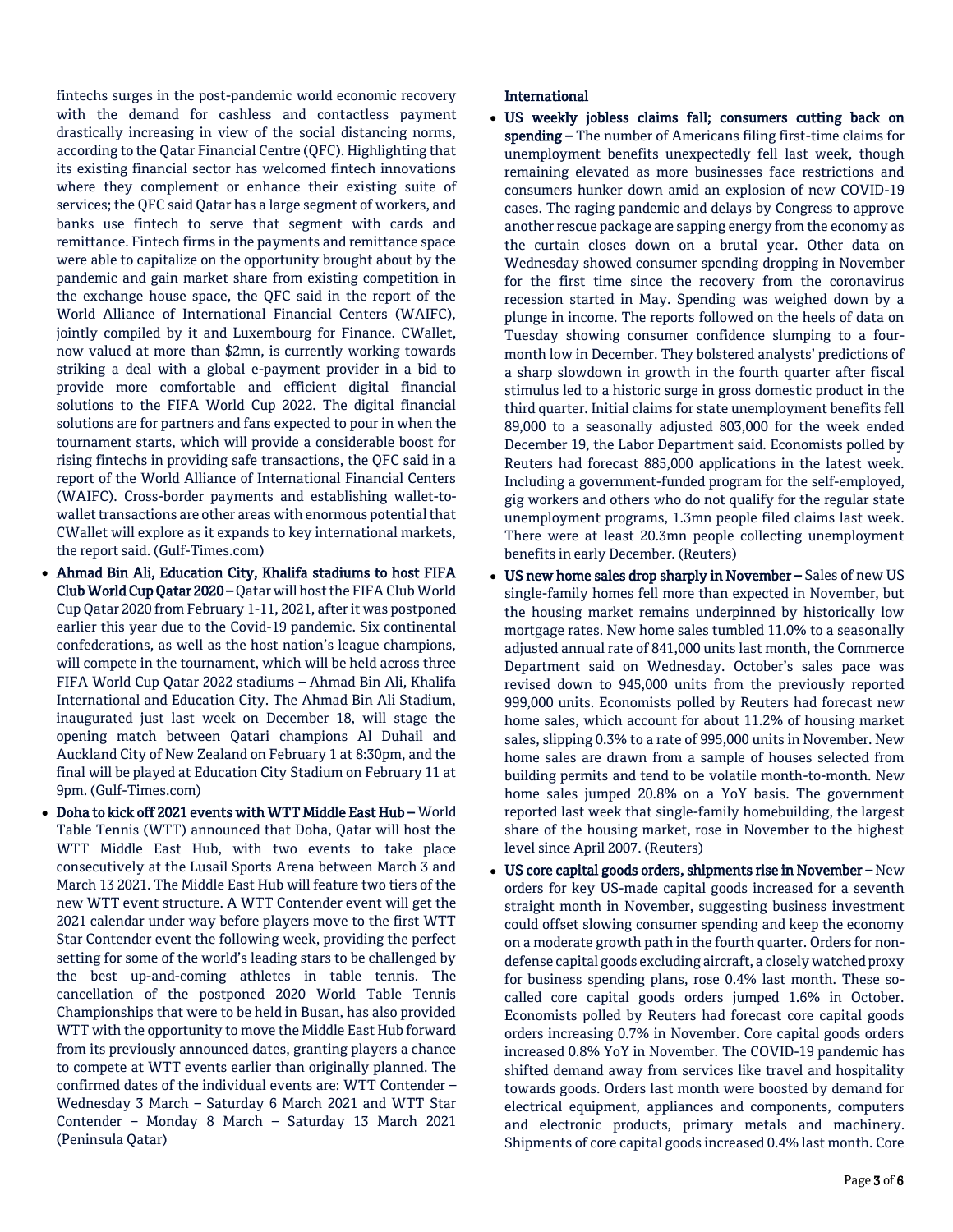fintechs surges in the post-pandemic world economic recovery with the demand for cashless and contactless payment drastically increasing in view of the social distancing norms, according to the Qatar Financial Centre (QFC). Highlighting that its existing financial sector has welcomed fintech innovations where they complement or enhance their existing suite of services; the QFC said Qatar has a large segment of workers, and banks use fintech to serve that segment with cards and remittance. Fintech firms in the payments and remittance space were able to capitalize on the opportunity brought about by the pandemic and gain market share from existing competition in the exchange house space, the QFC said in the report of the World Alliance of International Financial Centers (WAIFC), jointly compiled by it and Luxembourg for Finance. CWallet, now valued at more than $2mn, is currently working towards striking a deal with a global e-payment provider in a bid to provide more comfortable and efficient digital financial solutions to the FIFA World Cup 2022. The digital financial solutions are for partners and fans expected to pour in when the tournament starts, which will provide a considerable boost for rising fintechs in providing safe transactions, the QFC said in a report of the World Alliance of International Financial Centers (WAIFC). Cross-border payments and establishing wallet-to-wallet transactions are other areas with enormous potential that CWallet will explore as it expands to key international markets, the report said. (Gulf-Times.com)

- **Ahmad Bin Ali, Education City, Khalifa stadiums to host FIFA Club World Cup Qatar 2020 –** Qatar will host the FIFA Club World Cup Qatar 2020 from February 1-11, 2021, after it was postponed earlier this year due to the Covid-19 pandemic. Six continental confederations, as well as the host nation's league champions, will compete in the tournament, which will be held across three FIFA World Cup Qatar 2022 stadiums – Ahmad Bin Ali, Khalifa International and Education City. The Ahmad Bin Ali Stadium, inaugurated just last week on December 18, will stage the opening match between Qatari champions Al Duhail and Auckland City of New Zealand on February 1 at 8:30pm, and the final will be played at Education City Stadium on February 11 at 9pm. (Gulf-Times.com)
- **Doha to kick off 2021 events with WTT Middle East Hub –** World Table Tennis (WTT) announced that Doha, Qatar will host the WTT Middle East Hub, with two events to take place consecutively at the Lusail Sports Arena between March 3 and March 13 2021. The Middle East Hub will feature two tiers of the new WTT event structure. A WTT Contender event will get the 2021 calendar under way before players move to the first WTT Star Contender event the following week, providing the perfect setting for some of the world's leading stars to be challenged by the best up-and-coming athletes in table tennis. The cancellation of the postponed 2020 World Table Tennis Championships that were to be held in Busan, has also provided WTT with the opportunity to move the Middle East Hub forward from its previously announced dates, granting players a chance to compete at WTT events earlier than originally planned. The confirmed dates of the individual events are: WTT Contender – Wednesday 3 March – Saturday 6 March 2021 and WTT Star Contender – Monday 8 March – Saturday 13 March 2021 (Peninsula Qatar)

**International**

- **US weekly jobless claims fall; consumers cutting back on spending –** The number of Americans filing first-time claims for unemployment benefits unexpectedly fell last week, though remaining elevated as more businesses face restrictions and consumers hunker down amid an explosion of new COVID-19 cases. The raging pandemic and delays by Congress to approve another rescue package are sapping energy from the economy as the curtain closes down on a brutal year. Other data on Wednesday showed consumer spending dropping in November for the first time since the recovery from the coronavirus recession started in May. Spending was weighed down by a plunge in income. The reports followed on the heels of data on Tuesday showing consumer confidence slumping to a four-month low in December. They bolstered analysts' predictions of a sharp slowdown in growth in the fourth quarter after fiscal stimulus led to a historic surge in gross domestic product in the third quarter. Initial claims for state unemployment benefits fell 89,000 to a seasonally adjusted 803,000 for the week ended December 19, the Labor Department said. Economists polled by Reuters had forecast 885,000 applications in the latest week. Including a government-funded program for the self-employed, gig workers and others who do not qualify for the regular state unemployment programs, 1.3mn people filed claims last week. There were at least 20.3mn people collecting unemployment benefits in early December. (Reuters)
- **US new home sales drop sharply in November –** Sales of new US single-family homes fell more than expected in November, but the housing market remains underpinned by historically low mortgage rates. New home sales tumbled 11.0% to a seasonally adjusted annual rate of 841,000 units last month, the Commerce Department said on Wednesday. October's sales pace was revised down to 945,000 units from the previously reported 999,000 units. Economists polled by Reuters had forecast new home sales, which account for about 11.2% of housing market sales, slipping 0.3% to a rate of 995,000 units in November. New home sales are drawn from a sample of houses selected from building permits and tend to be volatile month-to-month. New home sales jumped 20.8% on a YoY basis. The government reported last week that single-family homebuilding, the largest share of the housing market, rose in November to the highest level since April 2007. (Reuters)
- **US core capital goods orders, shipments rise in November –** New orders for key US-made capital goods increased for a seventh straight month in November, suggesting business investment could offset slowing consumer spending and keep the economy on a moderate growth path in the fourth quarter. Orders for non-defense capital goods excluding aircraft, a closely watched proxy for business spending plans, rose 0.4% last month. These so-called core capital goods orders jumped 1.6% in October. Economists polled by Reuters had forecast core capital goods orders increasing 0.7% in November. Core capital goods orders increased 0.8% YoY in November. The COVID-19 pandemic has shifted demand away from services like travel and hospitality towards goods. Orders last month were boosted by demand for electrical equipment, appliances and components, computers and electronic products, primary metals and machinery. Shipments of core capital goods increased 0.4% last month. Core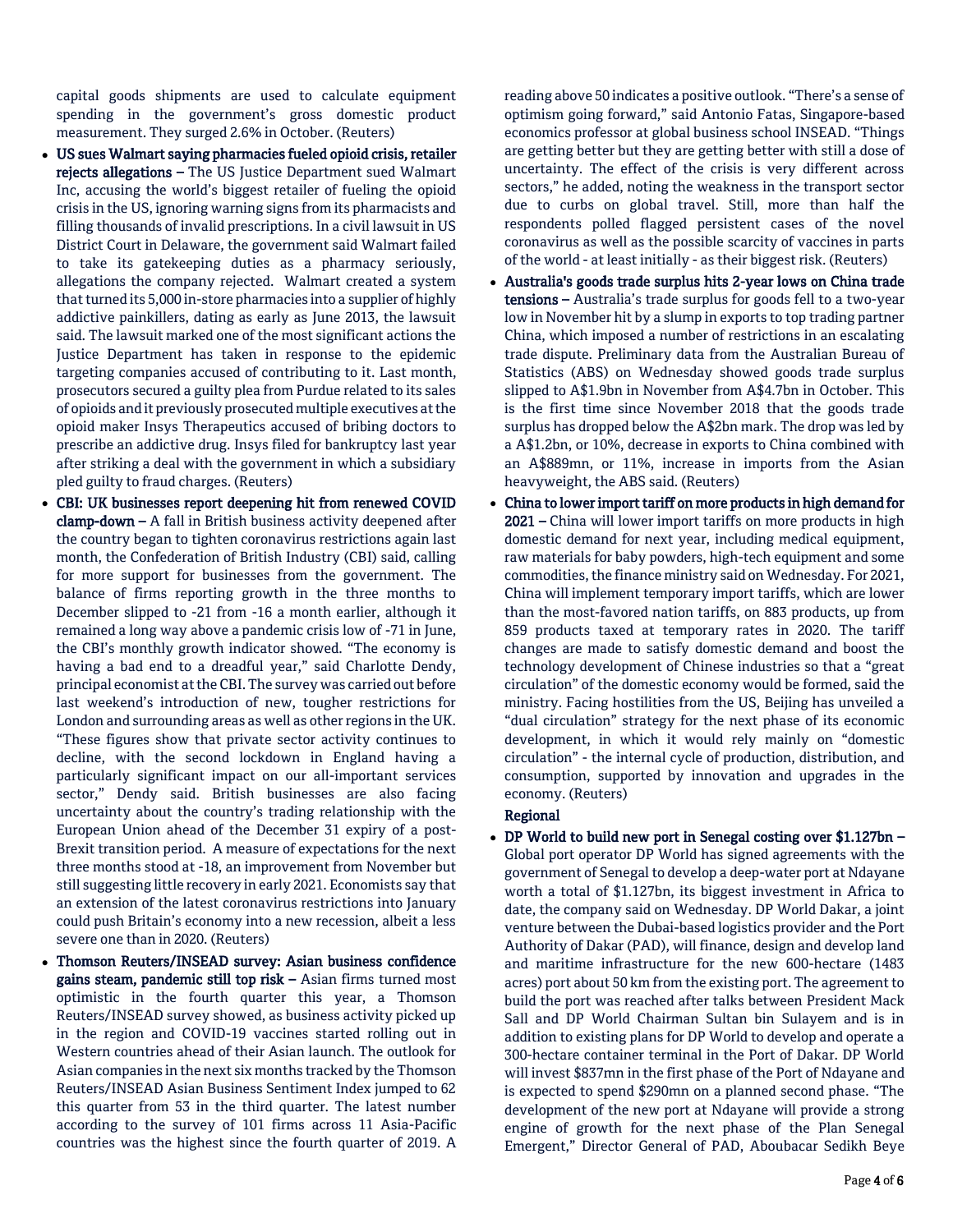capital goods shipments are used to calculate equipment spending in the government's gross domestic product measurement. They surged 2.6% in October. (Reuters)

- **US sues Walmart saying pharmacies fueled opioid crisis, retailer rejects allegations –** The US Justice Department sued Walmart Inc, accusing the world's biggest retailer of fueling the opioid crisis in the US, ignoring warning signs from its pharmacists and filling thousands of invalid prescriptions. In a civil lawsuit in US District Court in Delaware, the government said Walmart failed to take its gatekeeping duties as a pharmacy seriously, allegations the company rejected. Walmart created a system that turned its 5,000 in-store pharmacies into a supplier of highly addictive painkillers, dating as early as June 2013, the lawsuit said. The lawsuit marked one of the most significant actions the Justice Department has taken in response to the epidemic targeting companies accused of contributing to it. Last month, prosecutors secured a guilty plea from Purdue related to its sales of opioids and it previously prosecuted multiple executives at the opioid maker Insys Therapeutics accused of bribing doctors to prescribe an addictive drug. Insys filed for bankruptcy last year after striking a deal with the government in which a subsidiary pled guilty to fraud charges. (Reuters)
- **CBI: UK businesses report deepening hit from renewed COVID clamp-down –** A fall in British business activity deepened after the country began to tighten coronavirus restrictions again last month, the Confederation of British Industry (CBI) said, calling for more support for businesses from the government. The balance of firms reporting growth in the three months to December slipped to -21 from -16 a month earlier, although it remained a long way above a pandemic crisis low of -71 in June, the CBI's monthly growth indicator showed. "The economy is having a bad end to a dreadful year," said Charlotte Dendy, principal economist at the CBI. The survey was carried out before last weekend's introduction of new, tougher restrictions for London and surrounding areas as well as other regions in the UK. "These figures show that private sector activity continues to decline, with the second lockdown in England having a particularly significant impact on our all-important services sector," Dendy said. British businesses are also facing uncertainty about the country's trading relationship with the European Union ahead of the December 31 expiry of a post-Brexit transition period. A measure of expectations for the next three months stood at -18, an improvement from November but still suggesting little recovery in early 2021. Economists say that an extension of the latest coronavirus restrictions into January could push Britain's economy into a new recession, albeit a less severe one than in 2020. (Reuters)
- **Thomson Reuters/INSEAD survey: Asian business confidence gains steam, pandemic still top risk –** Asian firms turned most optimistic in the fourth quarter this year, a Thomson Reuters/INSEAD survey showed, as business activity picked up in the region and COVID-19 vaccines started rolling out in Western countries ahead of their Asian launch. The outlook for Asian companies in the next six months tracked by the Thomson Reuters/INSEAD Asian Business Sentiment Index jumped to 62 this quarter from 53 in the third quarter. The latest number according to the survey of 101 firms across 11 Asia-Pacific countries was the highest since the fourth quarter of 2019. A reading above 50 indicates a positive outlook. "There's a sense of optimism going forward," said Antonio Fatas, Singapore-based economics professor at global business school INSEAD. "Things are getting better but they are getting better with still a dose of uncertainty. The effect of the crisis is very different across sectors," he added, noting the weakness in the transport sector due to curbs on global travel. Still, more than half the respondents polled flagged persistent cases of the novel coronavirus as well as the possible scarcity of vaccines in parts of the world - at least initially - as their biggest risk. (Reuters)
- **Australia's goods trade surplus hits 2-year lows on China trade tensions –** Australia's trade surplus for goods fell to a two-year low in November hit by a slump in exports to top trading partner China, which imposed a number of restrictions in an escalating trade dispute. Preliminary data from the Australian Bureau of Statistics (ABS) on Wednesday showed goods trade surplus slipped to A$1.9bn in November from A$4.7bn in October. This is the first time since November 2018 that the goods trade surplus has dropped below the A$2bn mark. The drop was led by a A$1.2bn, or 10%, decrease in exports to China combined with an A$889mn, or 11%, increase in imports from the Asian heavyweight, the ABS said. (Reuters)
- **China to lower import tariff on more products in high demand for 2021 –** China will lower import tariffs on more products in high domestic demand for next year, including medical equipment, raw materials for baby powders, high-tech equipment and some commodities, the finance ministry said on Wednesday. For 2021, China will implement temporary import tariffs, which are lower than the most-favored nation tariffs, on 883 products, up from 859 products taxed at temporary rates in 2020. The tariff changes are made to satisfy domestic demand and boost the technology development of Chinese industries so that a "great circulation" of the domestic economy would be formed, said the ministry. Facing hostilities from the US, Beijing has unveiled a "dual circulation" strategy for the next phase of its economic development, in which it would rely mainly on "domestic circulation" - the internal cycle of production, distribution, and consumption, supported by innovation and upgrades in the economy. (Reuters)

**Regional**

- **DP World to build new port in Senegal costing over \$1.127bn –** Global port operator DP World has signed agreements with the government of Senegal to develop a deep-water port at Ndayane worth a total of \$1.127bn, its biggest investment in Africa to date, the company said on Wednesday. DP World Dakar, a joint venture between the Dubai-based logistics provider and the Port Authority of Dakar (PAD), will finance, design and develop land and maritime infrastructure for the new 600-hectare (1483 acres) port about 50 km from the existing port. The agreement to build the port was reached after talks between President Mack Sall and DP World Chairman Sultan bin Sulayem and is in addition to existing plans for DP World to develop and operate a 300-hectare container terminal in the Port of Dakar. DP World will invest \$837mn in the first phase of the Port of Ndayane and is expected to spend \$290mn on a planned second phase. "The development of the new port at Ndayane will provide a strong engine of growth for the next phase of the Plan Senegal Emergent," Director General of PAD, Aboubacar Sedikh Beye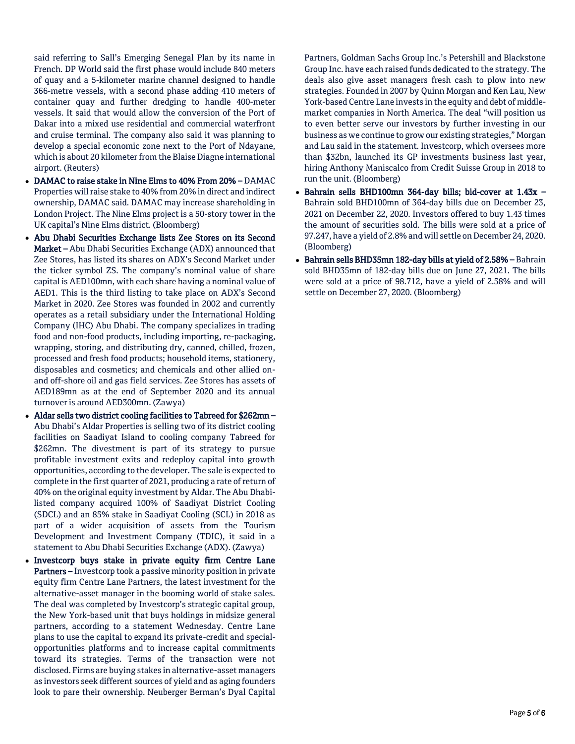said referring to Sall's Emerging Senegal Plan by its name in French. DP World said the first phase would include 840 meters of quay and a 5-kilometer marine channel designed to handle 366-metre vessels, with a second phase adding 410 meters of container quay and further dredging to handle 400-meter vessels. It said that would allow the conversion of the Port of Dakar into a mixed use residential and commercial waterfront and cruise terminal. The company also said it was planning to develop a special economic zone next to the Port of Ndayane, which is about 20 kilometer from the Blaise Diagne international airport. (Reuters)

- **DAMAC to raise stake in Nine Elms to 40% From 20% –** DAMAC Properties will raise stake to 40% from 20% in direct and indirect ownership, DAMAC said. DAMAC may increase shareholding in London Project. The Nine Elms project is a 50-story tower in the UK capital's Nine Elms district. (Bloomberg)
- **Abu Dhabi Securities Exchange lists Zee Stores on its Second Market –** Abu Dhabi Securities Exchange (ADX) announced that Zee Stores, has listed its shares on ADX's Second Market under the ticker symbol ZS. The company's nominal value of share capital is AED100mn, with each share having a nominal value of AED1. This is the third listing to take place on ADX's Second Market in 2020. Zee Stores was founded in 2002 and currently operates as a retail subsidiary under the International Holding Company (IHC) Abu Dhabi. The company specializes in trading food and non-food products, including importing, re-packaging, wrapping, storing, and distributing dry, canned, chilled, frozen, processed and fresh food products; household items, stationery, disposables and cosmetics; and chemicals and other allied on- and off-shore oil and gas field services. Zee Stores has assets of AED189mn as at the end of September 2020 and its annual turnover is around AED300mn. (Zawya)
- **Aldar sells two district cooling facilities to Tabreed for $262mn –** Abu Dhabi's Aldar Properties is selling two of its district cooling facilities on Saadiyat Island to cooling company Tabreed for $262mn. The divestment is part of its strategy to pursue profitable investment exits and redeploy capital into growth opportunities, according to the developer. The sale is expected to complete in the first quarter of 2021, producing a rate of return of 40% on the original equity investment by Aldar. The Abu Dhabi-listed company acquired 100% of Saadiyat District Cooling (SDCL) and an 85% stake in Saadiyat Cooling (SCL) in 2018 as part of a wider acquisition of assets from the Tourism Development and Investment Company (TDIC), it said in a statement to Abu Dhabi Securities Exchange (ADX). (Zawya)
- **Investcorp buys stake in private equity firm Centre Lane Partners –** Investcorp took a passive minority position in private equity firm Centre Lane Partners, the latest investment for the alternative-asset manager in the booming world of stake sales. The deal was completed by Investcorp's strategic capital group, the New York-based unit that buys holdings in midsize general partners, according to a statement Wednesday. Centre Lane plans to use the capital to expand its private-credit and special-opportunities platforms and to increase capital commitments toward its strategies. Terms of the transaction were not disclosed. Firms are buying stakes in alternative-asset managers as investors seek different sources of yield and as aging founders look to pare their ownership. Neuberger Berman's Dyal Capital Partners, Goldman Sachs Group Inc.'s Petershill and Blackstone Group Inc. have each raised funds dedicated to the strategy. The deals also give asset managers fresh cash to plow into new strategies. Founded in 2007 by Quinn Morgan and Ken Lau, New York-based Centre Lane invests in the equity and debt of middle-market companies in North America. The deal "will position us to even better serve our investors by further investing in our business as we continue to grow our existing strategies," Morgan and Lau said in the statement. Investcorp, which oversees more than $32bn, launched its GP investments business last year, hiring Anthony Maniscalco from Credit Suisse Group in 2018 to run the unit. (Bloomberg)
- **Bahrain sells BHD100mn 364-day bills; bid-cover at 1.43x –** Bahrain sold BHD100mn of 364-day bills due on December 23, 2021 on December 22, 2020. Investors offered to buy 1.43 times the amount of securities sold. The bills were sold at a price of 97.247, have a yield of 2.8% and will settle on December 24, 2020. (Bloomberg)
- **Bahrain sells BHD35mn 182-day bills at yield of 2.58% –** Bahrain sold BHD35mn of 182-day bills due on June 27, 2021. The bills were sold at a price of 98.712, have a yield of 2.58% and will settle on December 27, 2020. (Bloomberg)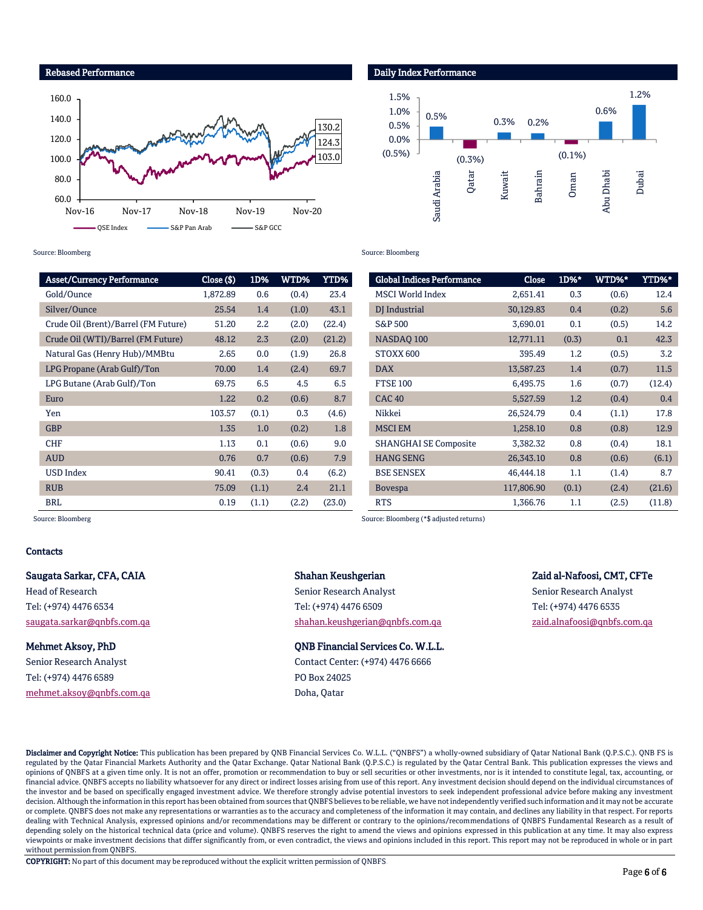## Rebased Performance

160.0
140.0
120.0
100.0
80.0
60.0

Nov-16 Nov-17 Nov-18 Nov-19 Nov-20

130.2
124.3
103.0

QSE Index S&P Pan Arab S&P GCC

Source: Bloomberg

## Daily Index Performance

1.5%
1.0%
0.5%
0.0%
(0.5%)

0.5% (0.3%) 0.3% 0.2% (0.1%) 0.6% 1.2%

Saudi Arabia Qatar Kuwait Bahrain Oman Abu Dhabi Dubai

Source: Bloomberg

| Asset/Currency Performance | Close ($) | 1D% | WTD% | YTD% |
|---|---|---|---|---|
| Gold/Ounce | 1,872.89 | 0.6 | (0.4) | 23.4 |
| Silver/Ounce | 25.54 | 1.4 | (1.0) | 43.1 |
| Crude Oil (Brent)/Barrel (FM Future) | 51.20 | 2.2 | (2.0) | (22.4) |
| Crude Oil (WTI)/Barrel (FM Future) | 48.12 | 2.3 | (2.0) | (21.2) |
| Natural Gas (Henry Hub)/MMBtu | 2.65 | 0.0 | (1.9) | 26.8 |
| LPG Propane (Arab Gulf)/Ton | 70.00 | 1.4 | (2.4) | 69.7 |
| LPG Butane (Arab Gulf)/Ton | 69.75 | 6.5 | 4.5 | 6.5 |
| Euro | 1.22 | 0.2 | (0.6) | 8.7 |
| Yen | 103.57 | (0.1) | 0.3 | (4.6) |
| GBP | 1.35 | 1.0 | (0.2) | 1.8 |
| CHF | 1.13 | 0.1 | (0.6) | 9.0 |
| AUD | 0.76 | 0.7 | (0.6) | 7.9 |
| USD Index | 90.41 | (0.3) | 0.4 | (6.2) |
| RUB | 75.09 | (1.1) | 2.4 | 21.1 |
| BRL | 0.19 | (1.1) | (2.2) | (23.0) |

Source: Bloomberg

| Global Indices Performance | Close | 1D%* | WTD%* | YTD%* |
|---|---|---|---|---|
| MSCI World Index | 2,651.41 | 0.3 | (0.6) | 12.4 |
| DJ Industrial | 30,129.83 | 0.4 | (0.2) | 5.6 |
| S&P 500 | 3,690.01 | 0.1 | (0.5) | 14.2 |
| NASDAQ 100 | 12,771.11 | (0.3) | 0.1 | 42.3 |
| STOXX 600 | 395.49 | 1.2 | (0.5) | 3.2 |
| DAX | 13,587.23 | 1.4 | (0.7) | 11.5 |
| FTSE 100 | 6,495.75 | 1.6 | (0.7) | (12.4) |
| CAC 40 | 5,527.59 | 1.2 | (0.4) | 0.4 |
| Nikkei | 26,524.79 | 0.4 | (1.1) | 17.8 |
| MSCI EM | 1,258.10 | 0.8 | (0.8) | 12.9 |
| SHANGHAI SE Composite | 3,382.32 | 0.8 | (0.4) | 18.1 |
| HANG SENG | 26,343.10 | 0.8 | (0.6) | (6.1) |
| BSE SENSEX | 46,444.18 | 1.1 | (1.4) | 8.7 |
| Bovespa | 117,806.90 | (0.1) | (2.4) | (21.6) |
| RTS | 1,366.76 | 1.1 | (2.5) | (11.8) |

Source: Bloomberg (*$ adjusted returns)

## Contacts

**Saugata Sarkar, CFA, CAIA**
Head of Research
Tel: (+974) 4476 6534
saugata.sarkar@qnbfs.com.qa

**Shahan Keushgerian**
Senior Research Analyst
Tel: (+974) 4476 6509
shahan.keushgerian@qnbfs.com.qa

**Zaid al-Nafoosi, CMT, CFTe**
Senior Research Analyst
Tel: (+974) 4476 6535
zaid.alnafoosi@qnbfs.com.qa

**Mehmet Aksoy, PhD**
Senior Research Analyst
Tel: (+974) 4476 6589
mehmet.aksoy@qnbfs.com.qa

**QNB Financial Services Co. W.L.L.**
Contact Center: (+974) 4476 6666
PO Box 24025
Doha, Qatar

**Disclaimer and Copyright Notice:** This publication has been prepared by QNB Financial Services Co. W.L.L. ("QNBFS") a wholly-owned subsidiary of Qatar National Bank (Q.P.S.C.). QNB FS is regulated by the Qatar Financial Markets Authority and the Qatar Exchange. Qatar National Bank (Q.P.S.C.) is regulated by the Qatar Central Bank. This publication expresses the views and opinions of QNBFS at a given time only. It is not an offer, promotion or recommendation to buy or sell securities or other investments, nor is it intended to constitute legal, tax, accounting, or financial advice. QNBFS accepts no liability whatsoever for any direct or indirect losses arising from use of this report. Any investment decision should depend on the individual circumstances of the investor and be based on specifically engaged investment advice. We therefore strongly advise potential investors to seek independent professional advice before making any investment decision. Although the information in this report has been obtained from sources that QNBFS believes to be reliable, we have not independently verified such information and it may not be accurate or complete. QNBFS does not make any representations or warranties as to the accuracy and completeness of the information it may contain, and declines any liability in that respect. For reports dealing with Technical Analysis, expressed opinions and/or recommendations may be different or contrary to the opinions/recommendations of QNBFS Fundamental Research as a result of depending solely on the historical technical data (price and volume). QNBFS reserves the right to amend the views and opinions expressed in this publication at any time. It may also express viewpoints or make investment decisions that differ significantly from, or even contradict, the views and opinions included in this report. This report may not be reproduced in whole or in part without permission from QNBFS.

**COPYRIGHT:** No part of this document may be reproduced without the explicit written permission of QNBFS